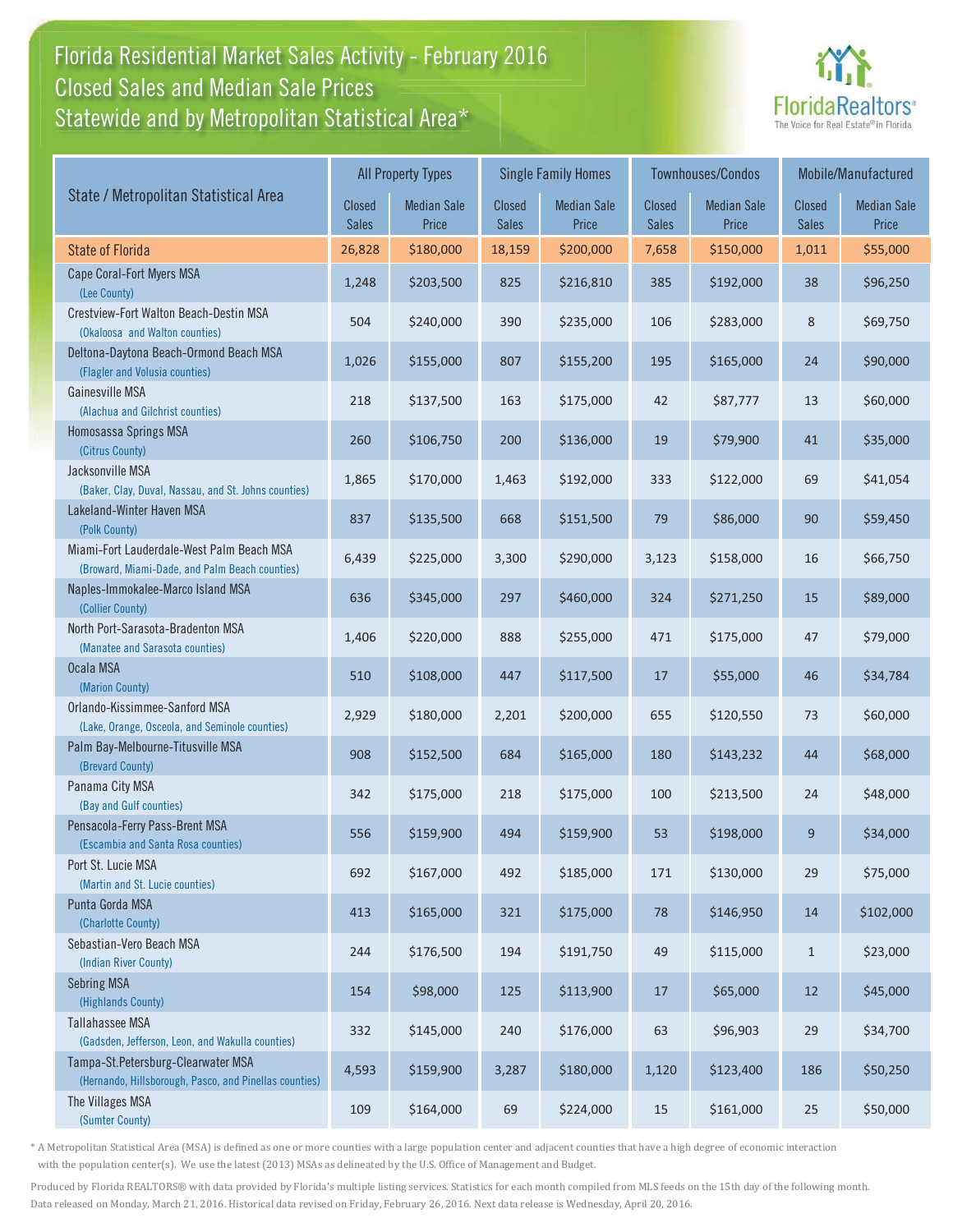# Florida Residential Market Sales Activity - February 2016
## Closed Sales and Median Sale Prices
## Statewide and by Metropolitan Statistical Area*

FloridaRealtors® The Voice for Real Estate® in Florida

| State / Metropolitan Statistical Area | All Property Types | | Single Family Homes | | Townhouses/Condos | | Mobile/Manufactured | |
|---|---|---|---|---|---|---|---|---|
| | Closed Sales | Median Sale Price | Closed Sales | Median Sale Price | Closed Sales | Median Sale Price | Closed Sales | Median Sale Price |
| State of Florida | 26,828 | $180,000 | 18,159 | $200,000 | 7,658 | $150,000 | 1,011 | $55,000 |
| Cape Coral-Fort Myers MSA (Lee County) | 1,248 | $203,500 | 825 | $216,810 | 385 | $192,000 | 38 | $96,250 |
| Crestview-Fort Walton Beach-Destin MSA (Okaloosa and Walton counties) | 504 | $240,000 | 390 | $235,000 | 106 | $283,000 | 8 | $69,750 |
| Deltona-Daytona Beach-Ormond Beach MSA (Flagler and Volusia counties) | 1,026 | $155,000 | 807 | $155,200 | 195 | $165,000 | 24 | $90,000 |
| Gainesville MSA (Alachua and Gilchrist counties) | 218 | $137,500 | 163 | $175,000 | 42 | $87,777 | 13 | $60,000 |
| Homosassa Springs MSA (Citrus County) | 260 | $106,750 | 200 | $136,000 | 19 | $79,900 | 41 | $35,000 |
| Jacksonville MSA (Baker, Clay, Duval, Nassau, and St. Johns counties) | 1,865 | $170,000 | 1,463 | $192,000 | 333 | $122,000 | 69 | $41,054 |
| Lakeland-Winter Haven MSA (Polk County) | 837 | $135,500 | 668 | $151,500 | 79 | $86,000 | 90 | $59,450 |
| Miami-Fort Lauderdale-West Palm Beach MSA (Broward, Miami-Dade, and Palm Beach counties) | 6,439 | $225,000 | 3,300 | $290,000 | 3,123 | $158,000 | 16 | $66,750 |
| Naples-Immokalee-Marco Island MSA (Collier County) | 636 | $345,000 | 297 | $460,000 | 324 | $271,250 | 15 | $89,000 |
| North Port-Sarasota-Bradenton MSA (Manatee and Sarasota counties) | 1,406 | $220,000 | 888 | $255,000 | 471 | $175,000 | 47 | $79,000 |
| Ocala MSA (Marion County) | 510 | $108,000 | 447 | $117,500 | 17 | $55,000 | 46 | $34,784 |
| Orlando-Kissimmee-Sanford MSA (Lake, Orange, Osceola, and Seminole counties) | 2,929 | $180,000 | 2,201 | $200,000 | 655 | $120,550 | 73 | $60,000 |
| Palm Bay-Melbourne-Titusville MSA (Brevard County) | 908 | $152,500 | 684 | $165,000 | 180 | $143,232 | 44 | $68,000 |
| Panama City MSA (Bay and Gulf counties) | 342 | $175,000 | 218 | $175,000 | 100 | $213,500 | 24 | $48,000 |
| Pensacola-Ferry Pass-Brent MSA (Escambia and Santa Rosa counties) | 556 | $159,900 | 494 | $159,900 | 53 | $198,000 | 9 | $34,000 |
| Port St. Lucie MSA (Martin and St. Lucie counties) | 692 | $167,000 | 492 | $185,000 | 171 | $130,000 | 29 | $75,000 |
| Punta Gorda MSA (Charlotte County) | 413 | $165,000 | 321 | $175,000 | 78 | $146,950 | 14 | $102,000 |
| Sebastian-Vero Beach MSA (Indian River County) | 244 | $176,500 | 194 | $191,750 | 49 | $115,000 | 1 | $23,000 |
| Sebring MSA (Highlands County) | 154 | $98,000 | 125 | $113,900 | 17 | $65,000 | 12 | $45,000 |
| Tallahassee MSA (Gadsden, Jefferson, Leon, and Wakulla counties) | 332 | $145,000 | 240 | $176,000 | 63 | $96,903 | 29 | $34,700 |
| Tampa-St.Petersburg-Clearwater MSA (Hernando, Hillsborough, Pasco, and Pinellas counties) | 4,593 | $159,900 | 3,287 | $180,000 | 1,120 | $123,400 | 186 | $50,250 |
| The Villages MSA (Sumter County) | 109 | $164,000 | 69 | $224,000 | 15 | $161,000 | 25 | $50,000 |

* A Metropolitan Statistical Area (MSA) is defined as one or more counties with a large population center and adjacent counties that have a high degree of economic interaction with the population center(s). We use the latest (2013) MSAs as delineated by the U.S. Office of Management and Budget.

Produced by Florida REALTORS® with data provided by Florida's multiple listing services. Statistics for each month compiled from MLS feeds on the 15th day of the following month. Data released on Monday, March 21, 2016. Historical data revised on Friday, February 26, 2016. Next data release is Wednesday, April 20, 2016.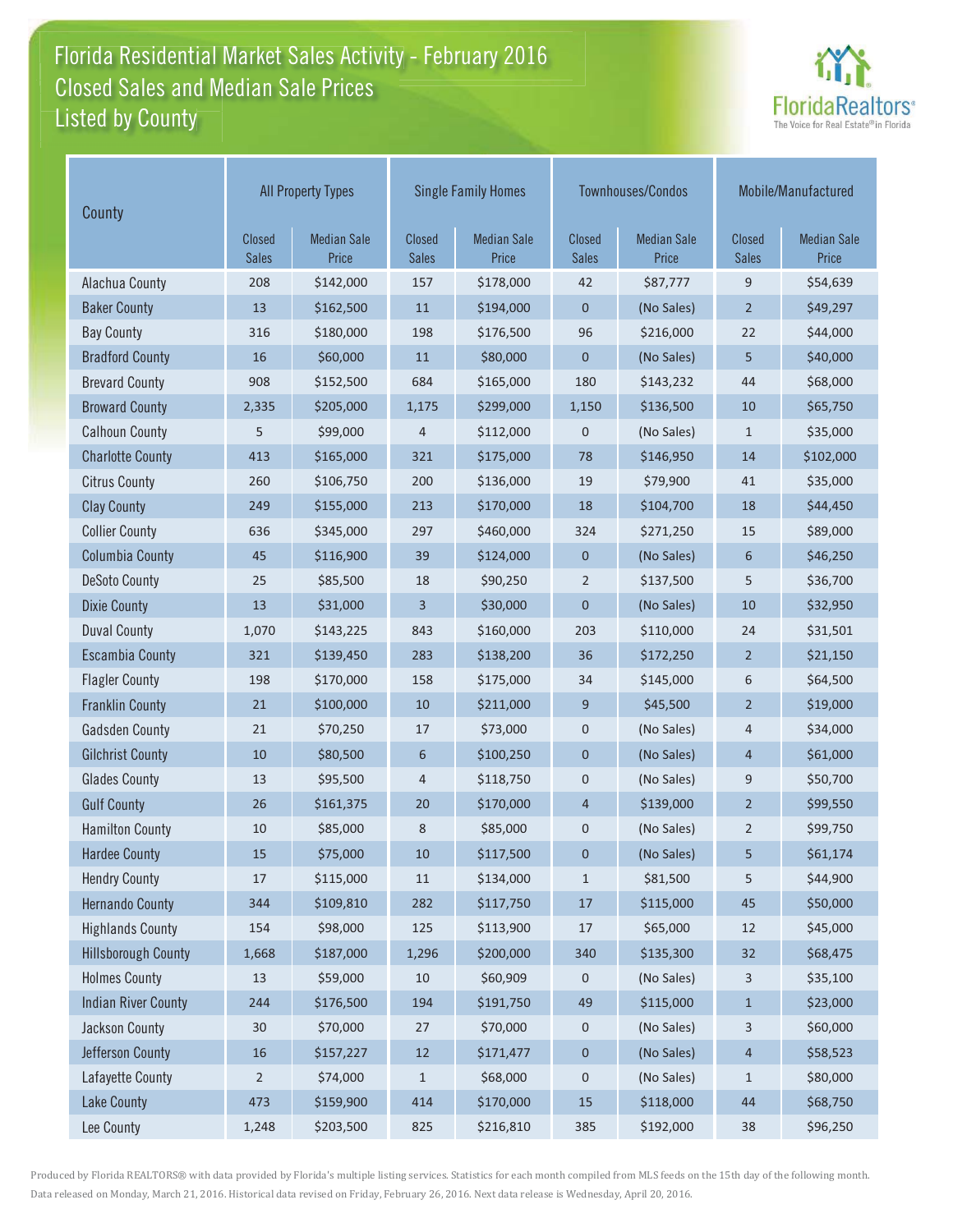# Florida Residential Market Sales Activity - February 2016
## Closed Sales and Median Sale Prices
## Listed by County

| County | All Property Types | | Single Family Homes | | Townhouses/Condos | | Mobile/Manufactured | |
|---|---|---|---|---|---|---|---|---|
| | Closed Sales | Median Sale Price | Closed Sales | Median Sale Price | Closed Sales | Median Sale Price | Closed Sales | Median Sale Price |
| Alachua County | 208 | $142,000 | 157 | $178,000 | 42 | $87,777 | 9 | $54,639 |
| Baker County | 13 | $162,500 | 11 | $194,000 | 0 | (No Sales) | 2 | $49,297 |
| Bay County | 316 | $180,000 | 198 | $176,500 | 96 | $216,000 | 22 | $44,000 |
| Bradford County | 16 | $60,000 | 11 | $80,000 | 0 | (No Sales) | 5 | $40,000 |
| Brevard County | 908 | $152,500 | 684 | $165,000 | 180 | $143,232 | 44 | $68,000 |
| Broward County | 2,335 | $205,000 | 1,175 | $299,000 | 1,150 | $136,500 | 10 | $65,750 |
| Calhoun County | 5 | $99,000 | 4 | $112,000 | 0 | (No Sales) | 1 | $35,000 |
| Charlotte County | 413 | $165,000 | 321 | $175,000 | 78 | $146,950 | 14 | $102,000 |
| Citrus County | 260 | $106,750 | 200 | $136,000 | 19 | $79,900 | 41 | $35,000 |
| Clay County | 249 | $155,000 | 213 | $170,000 | 18 | $104,700 | 18 | $44,450 |
| Collier County | 636 | $345,000 | 297 | $460,000 | 324 | $271,250 | 15 | $89,000 |
| Columbia County | 45 | $116,900 | 39 | $124,000 | 0 | (No Sales) | 6 | $46,250 |
| DeSoto County | 25 | $85,500 | 18 | $90,250 | 2 | $137,500 | 5 | $36,700 |
| Dixie County | 13 | $31,000 | 3 | $30,000 | 0 | (No Sales) | 10 | $32,950 |
| Duval County | 1,070 | $143,225 | 843 | $160,000 | 203 | $110,000 | 24 | $31,501 |
| Escambia County | 321 | $139,450 | 283 | $138,200 | 36 | $172,250 | 2 | $21,150 |
| Flagler County | 198 | $170,000 | 158 | $175,000 | 34 | $145,000 | 6 | $64,500 |
| Franklin County | 21 | $100,000 | 10 | $211,000 | 9 | $45,500 | 2 | $19,000 |
| Gadsden County | 21 | $70,250 | 17 | $73,000 | 0 | (No Sales) | 4 | $34,000 |
| Gilchrist County | 10 | $80,500 | 6 | $100,250 | 0 | (No Sales) | 4 | $61,000 |
| Glades County | 13 | $95,500 | 4 | $118,750 | 0 | (No Sales) | 9 | $50,700 |
| Gulf County | 26 | $161,375 | 20 | $170,000 | 4 | $139,000 | 2 | $99,550 |
| Hamilton County | 10 | $85,000 | 8 | $85,000 | 0 | (No Sales) | 2 | $99,750 |
| Hardee County | 15 | $75,000 | 10 | $117,500 | 0 | (No Sales) | 5 | $61,174 |
| Hendry County | 17 | $115,000 | 11 | $134,000 | 1 | $81,500 | 5 | $44,900 |
| Hernando County | 344 | $109,810 | 282 | $117,750 | 17 | $115,000 | 45 | $50,000 |
| Highlands County | 154 | $98,000 | 125 | $113,900 | 17 | $65,000 | 12 | $45,000 |
| Hillsborough County | 1,668 | $187,000 | 1,296 | $200,000 | 340 | $135,300 | 32 | $68,475 |
| Holmes County | 13 | $59,000 | 10 | $60,909 | 0 | (No Sales) | 3 | $35,100 |
| Indian River County | 244 | $176,500 | 194 | $191,750 | 49 | $115,000 | 1 | $23,000 |
| Jackson County | 30 | $70,000 | 27 | $70,000 | 0 | (No Sales) | 3 | $60,000 |
| Jefferson County | 16 | $157,227 | 12 | $171,477 | 0 | (No Sales) | 4 | $58,523 |
| Lafayette County | 2 | $74,000 | 1 | $68,000 | 0 | (No Sales) | 1 | $80,000 |
| Lake County | 473 | $159,900 | 414 | $170,000 | 15 | $118,000 | 44 | $68,750 |
| Lee County | 1,248 | $203,500 | 825 | $216,810 | 385 | $192,000 | 38 | $96,250 |

Produced by Florida REALTORS® with data provided by Florida's multiple listing services. Statistics for each month compiled from MLS feeds on the 15th day of the following month. Data released on Monday, March 21, 2016. Historical data revised on Friday, February 26, 2016. Next data release is Wednesday, April 20, 2016.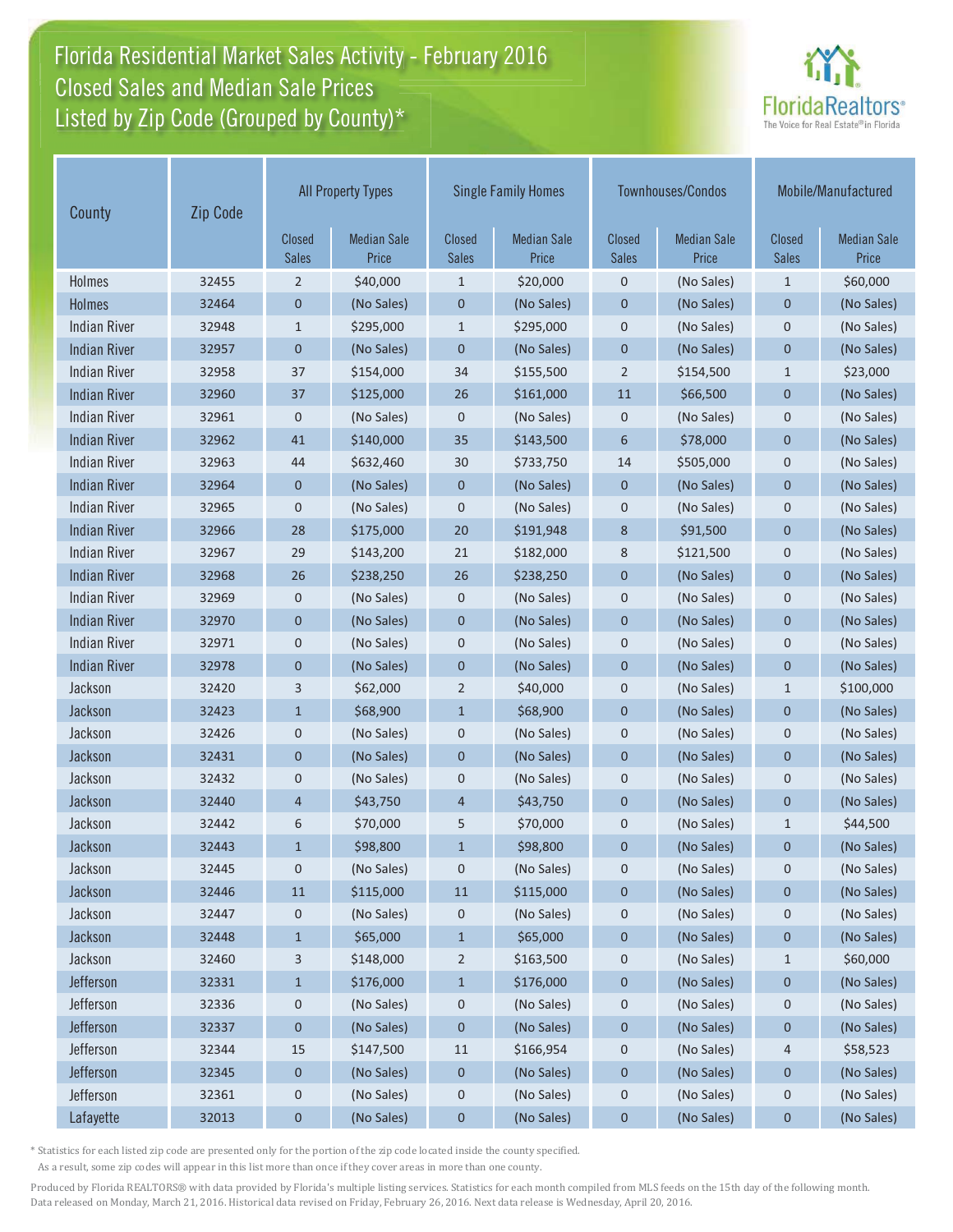# Florida Residential Market Sales Activity - February 2016
## Closed Sales and Median Sale Prices
## Listed by Zip Code (Grouped by County)*

FloridaRealtors® The Voice for Real Estate® in Florida

| County | Zip Code | All Property Types | | Single Family Homes | | Townhouses/Condos | | Mobile/Manufactured | |
|---|---|---|---|---|---|---|---|---|---|
| | | Closed Sales | Median Sale Price | Closed Sales | Median Sale Price | Closed Sales | Median Sale Price | Closed Sales | Median Sale Price |
| Holmes | 32455 | 2 | $40,000 | 1 | $20,000 | 0 | (No Sales) | 1 | $60,000 |
| Holmes | 32464 | 0 | (No Sales) | 0 | (No Sales) | 0 | (No Sales) | 0 | (No Sales) |
| Indian River | 32948 | 1 | $295,000 | 1 | $295,000 | 0 | (No Sales) | 0 | (No Sales) |
| Indian River | 32957 | 0 | (No Sales) | 0 | (No Sales) | 0 | (No Sales) | 0 | (No Sales) |
| Indian River | 32958 | 37 | $154,000 | 34 | $155,500 | 2 | $154,500 | 1 | $23,000 |
| Indian River | 32960 | 37 | $125,000 | 26 | $161,000 | 11 | $66,500 | 0 | (No Sales) |
| Indian River | 32961 | 0 | (No Sales) | 0 | (No Sales) | 0 | (No Sales) | 0 | (No Sales) |
| Indian River | 32962 | 41 | $140,000 | 35 | $143,500 | 6 | $78,000 | 0 | (No Sales) |
| Indian River | 32963 | 44 | $632,460 | 30 | $733,750 | 14 | $505,000 | 0 | (No Sales) |
| Indian River | 32964 | 0 | (No Sales) | 0 | (No Sales) | 0 | (No Sales) | 0 | (No Sales) |
| Indian River | 32965 | 0 | (No Sales) | 0 | (No Sales) | 0 | (No Sales) | 0 | (No Sales) |
| Indian River | 32966 | 28 | $175,000 | 20 | $191,948 | 8 | $91,500 | 0 | (No Sales) |
| Indian River | 32967 | 29 | $143,200 | 21 | $182,000 | 8 | $121,500 | 0 | (No Sales) |
| Indian River | 32968 | 26 | $238,250 | 26 | $238,250 | 0 | (No Sales) | 0 | (No Sales) |
| Indian River | 32969 | 0 | (No Sales) | 0 | (No Sales) | 0 | (No Sales) | 0 | (No Sales) |
| Indian River | 32970 | 0 | (No Sales) | 0 | (No Sales) | 0 | (No Sales) | 0 | (No Sales) |
| Indian River | 32971 | 0 | (No Sales) | 0 | (No Sales) | 0 | (No Sales) | 0 | (No Sales) |
| Indian River | 32978 | 0 | (No Sales) | 0 | (No Sales) | 0 | (No Sales) | 0 | (No Sales) |
| Jackson | 32420 | 3 | $62,000 | 2 | $40,000 | 0 | (No Sales) | 1 | $100,000 |
| Jackson | 32423 | 1 | $68,900 | 1 | $68,900 | 0 | (No Sales) | 0 | (No Sales) |
| Jackson | 32426 | 0 | (No Sales) | 0 | (No Sales) | 0 | (No Sales) | 0 | (No Sales) |
| Jackson | 32431 | 0 | (No Sales) | 0 | (No Sales) | 0 | (No Sales) | 0 | (No Sales) |
| Jackson | 32432 | 0 | (No Sales) | 0 | (No Sales) | 0 | (No Sales) | 0 | (No Sales) |
| Jackson | 32440 | 4 | $43,750 | 4 | $43,750 | 0 | (No Sales) | 0 | (No Sales) |
| Jackson | 32442 | 6 | $70,000 | 5 | $70,000 | 0 | (No Sales) | 1 | $44,500 |
| Jackson | 32443 | 1 | $98,800 | 1 | $98,800 | 0 | (No Sales) | 0 | (No Sales) |
| Jackson | 32445 | 0 | (No Sales) | 0 | (No Sales) | 0 | (No Sales) | 0 | (No Sales) |
| Jackson | 32446 | 11 | $115,000 | 11 | $115,000 | 0 | (No Sales) | 0 | (No Sales) |
| Jackson | 32447 | 0 | (No Sales) | 0 | (No Sales) | 0 | (No Sales) | 0 | (No Sales) |
| Jackson | 32448 | 1 | $65,000 | 1 | $65,000 | 0 | (No Sales) | 0 | (No Sales) |
| Jackson | 32460 | 3 | $148,000 | 2 | $163,500 | 0 | (No Sales) | 1 | $60,000 |
| Jefferson | 32331 | 1 | $176,000 | 1 | $176,000 | 0 | (No Sales) | 0 | (No Sales) |
| Jefferson | 32336 | 0 | (No Sales) | 0 | (No Sales) | 0 | (No Sales) | 0 | (No Sales) |
| Jefferson | 32337 | 0 | (No Sales) | 0 | (No Sales) | 0 | (No Sales) | 0 | (No Sales) |
| Jefferson | 32344 | 15 | $147,500 | 11 | $166,954 | 0 | (No Sales) | 4 | $58,523 |
| Jefferson | 32345 | 0 | (No Sales) | 0 | (No Sales) | 0 | (No Sales) | 0 | (No Sales) |
| Jefferson | 32361 | 0 | (No Sales) | 0 | (No Sales) | 0 | (No Sales) | 0 | (No Sales) |
| Lafayette | 32013 | 0 | (No Sales) | 0 | (No Sales) | 0 | (No Sales) | 0 | (No Sales) |

* Statistics for each listed zip code are presented only for the portion of the zip code located inside the county specified.
As a result, some zip codes will appear in this list more than once if they cover areas in more than one county.

Produced by Florida REALTORS® with data provided by Florida's multiple listing services. Statistics for each month compiled from MLS feeds on the 15th day of the following month.
Data released on Monday, March 21, 2016. Historical data revised on Friday, February 26, 2016. Next data release is Wednesday, April 20, 2016.